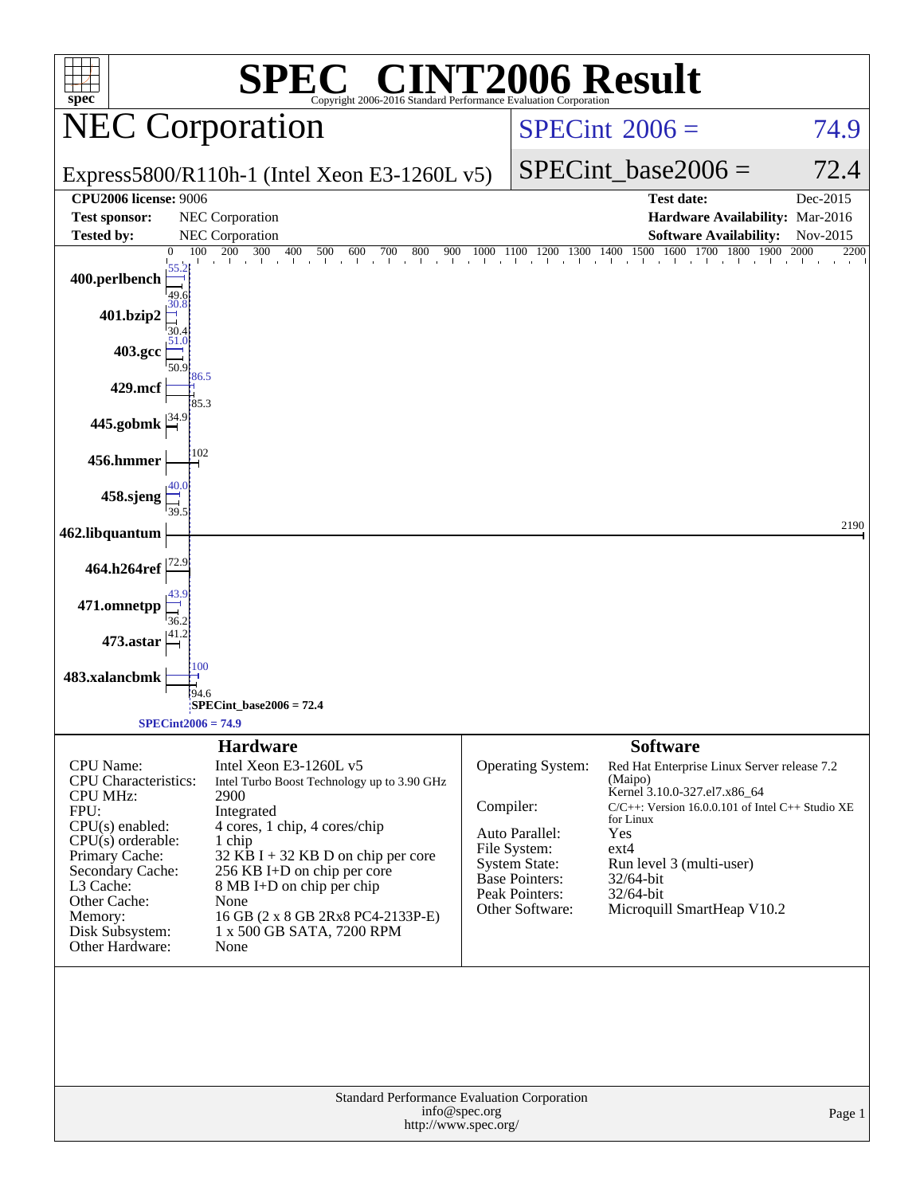# SPEC® CINT2006 Result

Copyright 2006-2016 Standard Performance Evaluation Corporation

## NEC Corporation

Express5800/R110h-1 (Intel Xeon E3-1260L v5)

SPECint 2006 = 74.9

SPECint_base2006 = 72.4

| | | | |
|---|---|---|---|
| **CPU2006 license:** 9006 | | **Test date:** | Dec-2015 |
| **Test sponsor:** | NEC Corporation | **Hardware Availability:** | Mar-2016 |
| **Tested by:** | NEC Corporation | **Software Availability:** | Nov-2015 |

| Benchmark | Peak | Base |
|---|---|---|
| 400.perlbench | 55.2 | 49.6 |
| 401.bzip2 | 30.8 | 30.4 |
| 403.gcc | 51.0 | 50.9 |
| 429.mcf | 86.5 | 85.3 |
| 445.gobmk | 34.9 | |
| 456.hmmer | 102 | |
| 458.sjeng | 40.0 | 39.5 |
| 462.libquantum | 2190 | |
| 464.h264ref | 72.9 | |
| 471.omnetpp | 43.9 | 36.2 |
| 473.astar | 41.2 | |
| 483.xalancbmk | 100 | 94.6 |

SPECint_base2006 = 72.4

SPECint2006 = 74.9

### Hardware

| | |
|---|---|
| CPU Name: | Intel Xeon E3-1260L v5 |
| CPU Characteristics: | Intel Turbo Boost Technology up to 3.90 GHz |
| CPU MHz: | 2900 |
| FPU: | Integrated |
| CPU(s) enabled: | 4 cores, 1 chip, 4 cores/chip |
| CPU(s) orderable: | 1 chip |
| Primary Cache: | 32 KB I + 32 KB D on chip per core |
| Secondary Cache: | 256 KB I+D on chip per core |
| L3 Cache: | 8 MB I+D on chip per chip |
| Other Cache: | None |
| Memory: | 16 GB (2 x 8 GB 2Rx8 PC4-2133P-E) |
| Disk Subsystem: | 1 x 500 GB SATA, 7200 RPM |
| Other Hardware: | None |

### Software

| | |
|---|---|
| Operating System: | Red Hat Enterprise Linux Server release 7.2 (Maipo) Kernel 3.10.0-327.el7.x86_64 |
| Compiler: | C/C++: Version 16.0.0.101 of Intel C++ Studio XE for Linux |
| Auto Parallel: | Yes |
| File System: | ext4 |
| System State: | Run level 3 (multi-user) |
| Base Pointers: | 32/64-bit |
| Peak Pointers: | 32/64-bit |
| Other Software: | Microquill SmartHeap V10.2 |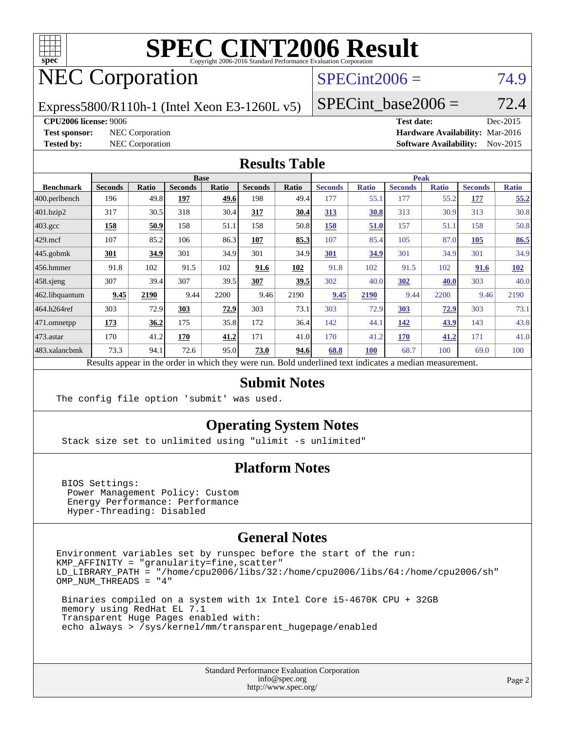# SPEC CINT2006 Result

Copyright 2006-2016 Standard Performance Evaluation Corporation

# NEC Corporation

Express5800/R110h-1 (Intel Xeon E3-1260L v5)

SPECint2006 = 74.9

SPECint_base2006 = 72.4

**CPU2006 license:** 9006
**Test sponsor:** NEC Corporation
**Tested by:** NEC Corporation

**Test date:** Dec-2015
**Hardware Availability:** Mar-2016
**Software Availability:** Nov-2015

## Results Table

| Benchmark | Base | | | | | | Peak | | | | | |
|---|---|---|---|---|---|---|---|---|---|---|---|---|
| | Seconds | Ratio | Seconds | Ratio | Seconds | Ratio | Seconds | Ratio | Seconds | Ratio | Seconds | Ratio |
| 400.perlbench | 196 | 49.8 | **197** | **49.6** | 198 | 49.4 | 177 | 55.1 | 177 | 55.2 | **177** | **55.2** |
| 401.bzip2 | 317 | 30.5 | 318 | 30.4 | **317** | **30.4** | **313** | **30.8** | 313 | 30.9 | 313 | 30.8 |
| 403.gcc | **158** | **50.9** | 158 | 51.1 | 158 | 50.8 | **158** | **51.0** | 157 | 51.1 | 158 | 50.8 |
| 429.mcf | 107 | 85.2 | 106 | 86.3 | **107** | **85.3** | 107 | 85.4 | 105 | 87.0 | **105** | **86.5** |
| 445.gobmk | **301** | **34.9** | 301 | 34.9 | 301 | 34.9 | **301** | **34.9** | 301 | 34.9 | 301 | 34.9 |
| 456.hmmer | 91.8 | 102 | 91.5 | 102 | **91.6** | **102** | 91.8 | 102 | 91.5 | 102 | **91.6** | **102** |
| 458.sjeng | 307 | 39.4 | 307 | 39.5 | **307** | **39.5** | 302 | 40.0 | **302** | **40.0** | 303 | 40.0 |
| 462.libquantum | **9.45** | **2190** | 9.44 | 2200 | 9.46 | 2190 | **9.45** | **2190** | 9.44 | 2200 | 9.46 | 2190 |
| 464.h264ref | 303 | 72.9 | **303** | **72.9** | 303 | 73.1 | 303 | 72.9 | **303** | **72.9** | 303 | 73.1 |
| 471.omnetpp | **173** | **36.2** | 175 | 35.8 | 172 | 36.4 | 142 | 44.1 | **142** | **43.9** | 143 | 43.8 |
| 473.astar | 170 | 41.2 | **170** | **41.2** | 171 | 41.0 | 170 | 41.2 | **170** | **41.2** | 171 | 41.0 |
| 483.xalancbmk | 73.3 | 94.1 | 72.6 | 95.0 | **73.0** | **94.6** | **68.8** | **100** | 68.7 | 100 | 69.0 | 100 |

Results appear in the order in which they were run. Bold underlined text indicates a median measurement.

## Submit Notes

The config file option 'submit' was used.

## Operating System Notes

Stack size set to unlimited using "ulimit -s unlimited"

## Platform Notes

```
BIOS Settings:
 Power Management Policy: Custom
 Energy Performance: Performance
 Hyper-Threading: Disabled
```

## General Notes

```
Environment variables set by runspec before the start of the run:
KMP_AFFINITY = "granularity=fine,scatter"
LD_LIBRARY_PATH = "/home/cpu2006/libs/32:/home/cpu2006/libs/64:/home/cpu2006/sh"
OMP_NUM_THREADS = "4"

 Binaries compiled on a system with 1x Intel Core i5-4670K CPU + 32GB
 memory using RedHat EL 7.1
 Transparent Huge Pages enabled with:
 echo always > /sys/kernel/mm/transparent_hugepage/enabled
```

Standard Performance Evaluation Corporation
info@spec.org
http://www.spec.org/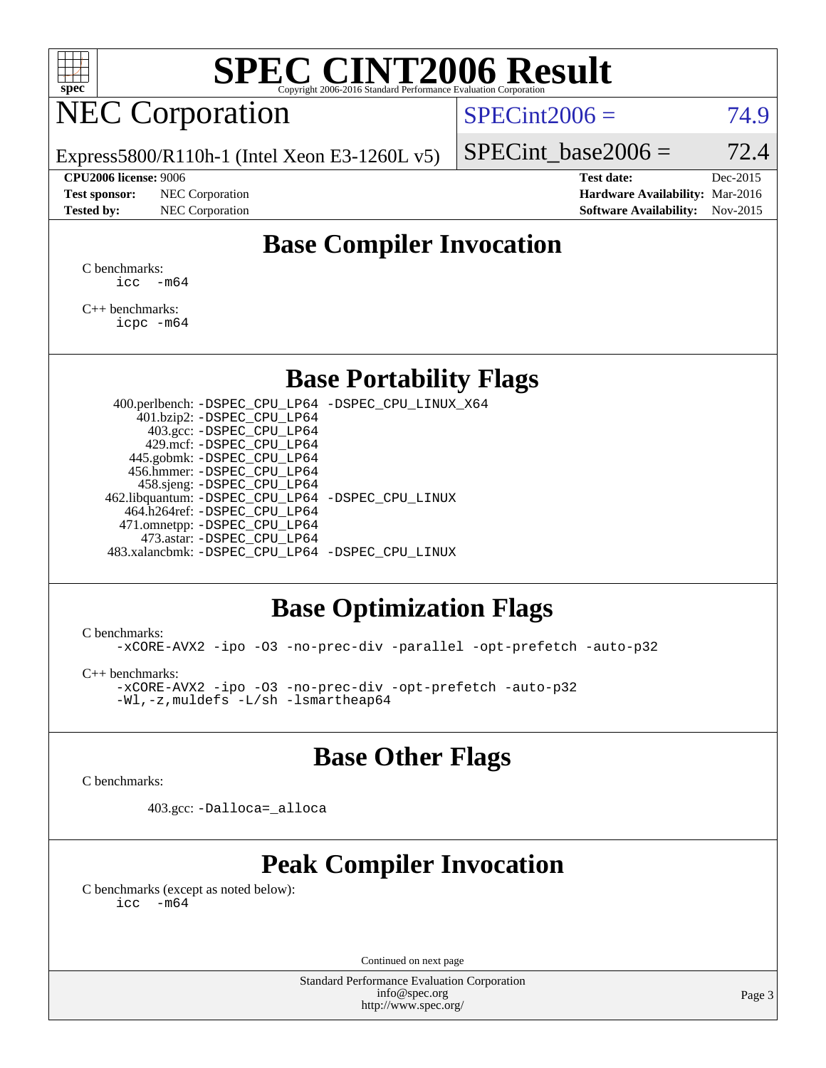# SPEC CINT2006 Result

## NEC Corporation

Express5800/R110h-1 (Intel Xeon E3-1260L v5)

SPECint2006 = 74.9

SPECint_base2006 = 72.4

**CPU2006 license:** 9006
**Test sponsor:** NEC Corporation
**Tested by:** NEC Corporation

**Test date:** Dec-2015
**Hardware Availability:** Mar-2016
**Software Availability:** Nov-2015

## Base Compiler Invocation

C benchmarks:

```
icc   -m64
```

C++ benchmarks:

```
icpc -m64
```

## Base Portability Flags

```
    400.perlbench: -DSPEC_CPU_LP64 -DSPEC_CPU_LINUX_X64
       401.bzip2: -DSPEC_CPU_LP64
         403.gcc: -DSPEC_CPU_LP64
         429.mcf: -DSPEC_CPU_LP64
       445.gobmk: -DSPEC_CPU_LP64
       456.hmmer: -DSPEC_CPU_LP64
       458.sjeng: -DSPEC_CPU_LP64
  462.libquantum: -DSPEC_CPU_LP64 -DSPEC_CPU_LINUX
     464.h264ref: -DSPEC_CPU_LP64
     471.omnetpp: -DSPEC_CPU_LP64
       473.astar: -DSPEC_CPU_LP64
  483.xalancbmk: -DSPEC_CPU_LP64 -DSPEC_CPU_LINUX
```

## Base Optimization Flags

C benchmarks:

```
-xCORE-AVX2 -ipo -O3 -no-prec-div -parallel -opt-prefetch -auto-p32
```

C++ benchmarks:

```
-xCORE-AVX2 -ipo -O3 -no-prec-div -opt-prefetch -auto-p32
-Wl,-z,muldefs -L/sh -lsmartheap64
```

## Base Other Flags

C benchmarks:

```
403.gcc: -Dalloca=_alloca
```

## Peak Compiler Invocation

C benchmarks (except as noted below):

```
icc   -m64
```

Continued on next page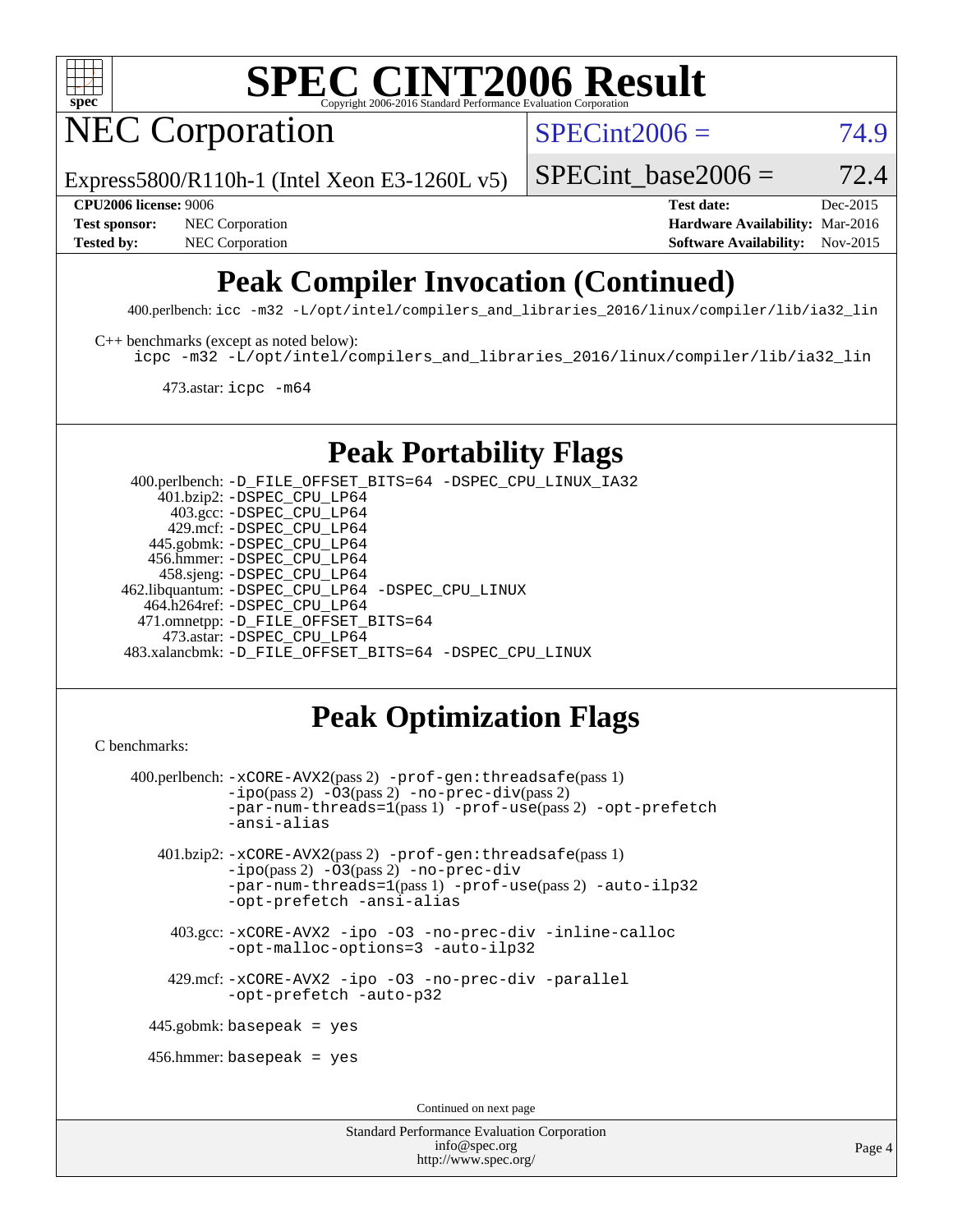# SPEC CINT2006 Result

Copyright 2006-2016 Standard Performance Evaluation Corporation

## NEC Corporation

Express5800/R110h-1 (Intel Xeon E3-1260L v5)

SPECint2006 = 74.9

SPECint_base2006 = 72.4

**CPU2006 license:** 9006
**Test sponsor:** NEC Corporation
**Tested by:** NEC Corporation

**Test date:** Dec-2015
**Hardware Availability:** Mar-2016
**Software Availability:** Nov-2015

## Peak Compiler Invocation (Continued)

400.perlbench: `icc -m32 -L/opt/intel/compilers_and_libraries_2016/linux/compiler/lib/ia32_lin`

C++ benchmarks (except as noted below):
`icpc -m32 -L/opt/intel/compilers_and_libraries_2016/linux/compiler/lib/ia32_lin`

473.astar: `icpc -m64`

## Peak Portability Flags

400.perlbench: `-D_FILE_OFFSET_BITS=64 -DSPEC_CPU_LINUX_IA32`
401.bzip2: `-DSPEC_CPU_LP64`
403.gcc: `-DSPEC_CPU_LP64`
429.mcf: `-DSPEC_CPU_LP64`
445.gobmk: `-DSPEC_CPU_LP64`
456.hmmer: `-DSPEC_CPU_LP64`
458.sjeng: `-DSPEC_CPU_LP64`
462.libquantum: `-DSPEC_CPU_LP64 -DSPEC_CPU_LINUX`
464.h264ref: `-DSPEC_CPU_LP64`
471.omnetpp: `-D_FILE_OFFSET_BITS=64`
473.astar: `-DSPEC_CPU_LP64`
483.xalancbmk: `-D_FILE_OFFSET_BITS=64 -DSPEC_CPU_LINUX`

## Peak Optimization Flags

C benchmarks:

400.perlbench: `-xCORE-AVX2`(pass 2) `-prof-gen:threadsafe`(pass 1) `-ipo`(pass 2) `-O3`(pass 2) `-no-prec-div`(pass 2) `-par-num-threads=1`(pass 1) `-prof-use`(pass 2) `-opt-prefetch -ansi-alias`

401.bzip2: `-xCORE-AVX2`(pass 2) `-prof-gen:threadsafe`(pass 1) `-ipo`(pass 2) `-O3`(pass 2) `-no-prec-div -par-num-threads=1`(pass 1) `-prof-use`(pass 2) `-auto-ilp32 -opt-prefetch -ansi-alias`

403.gcc: `-xCORE-AVX2 -ipo -O3 -no-prec-div -inline-calloc -opt-malloc-options=3 -auto-ilp32`

429.mcf: `-xCORE-AVX2 -ipo -O3 -no-prec-div -parallel -opt-prefetch -auto-p32`

445.gobmk: `basepeak = yes`

456.hmmer: `basepeak = yes`

Continued on next page

Standard Performance Evaluation Corporation
info@spec.org
http://www.spec.org/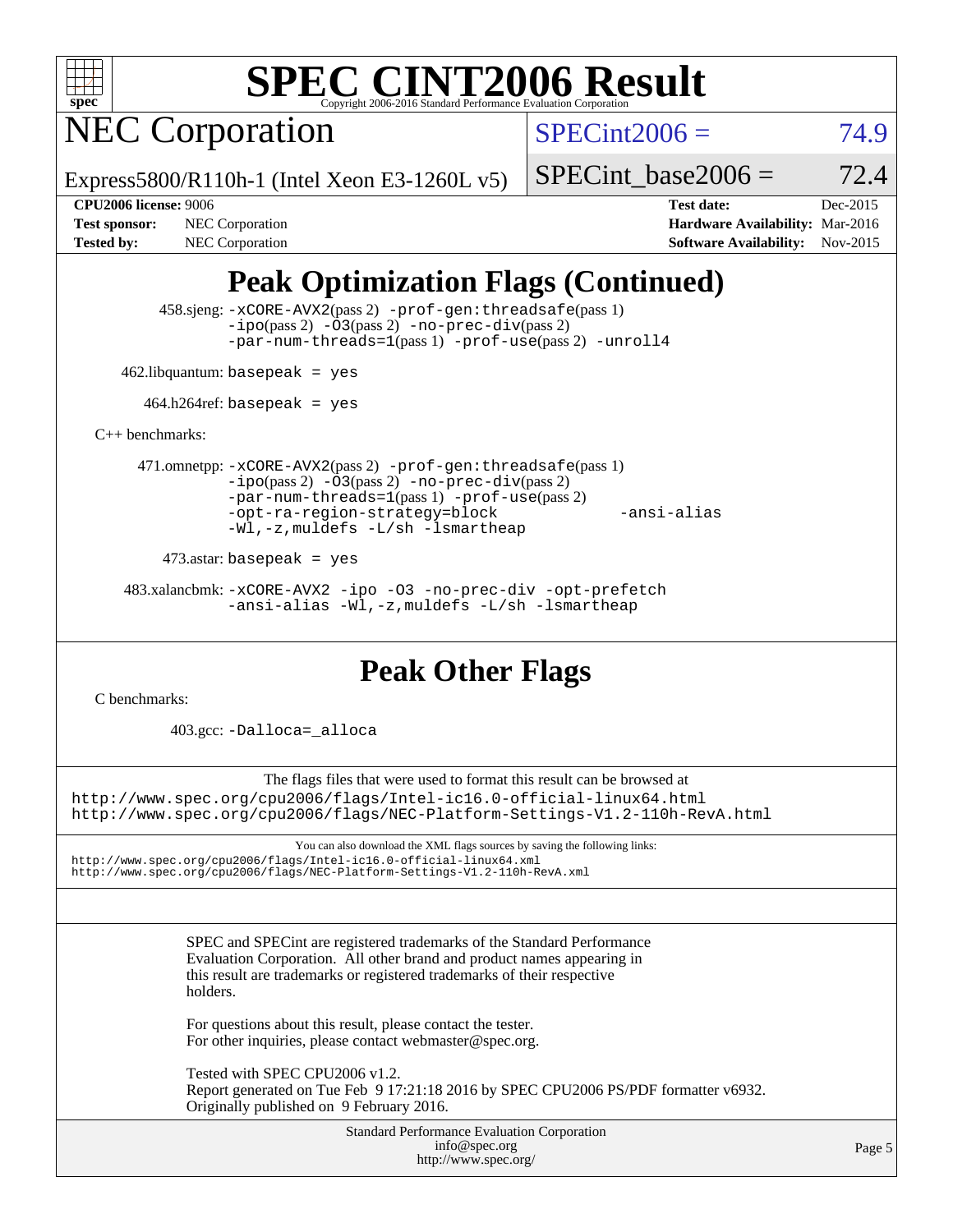## Peak Optimization Flags (Continued)

458.sjeng: -xCORE-AVX2(pass 2) -prof-gen:threadsafe(pass 1) -ipo(pass 2) -O3(pass 2) -no-prec-div(pass 2) -par-num-threads=1(pass 1) -prof-use(pass 2) -unroll4

462.libquantum: basepeak = yes

464.h264ref: basepeak = yes

C++ benchmarks:

471.omnetpp: -xCORE-AVX2(pass 2) -prof-gen:threadsafe(pass 1) -ipo(pass 2) -O3(pass 2) -no-prec-div(pass 2) -par-num-threads=1(pass 1) -prof-use(pass 2) -opt-ra-region-strategy=block -ansi-alias -Wl,-z,muldefs -L/sh -lsmartheap

473.astar: basepeak = yes

483.xalancbmk: -xCORE-AVX2 -ipo -O3 -no-prec-div -opt-prefetch -ansi-alias -Wl,-z,muldefs -L/sh -lsmartheap

## Peak Other Flags

C benchmarks:

403.gcc: -Dalloca=_alloca

The flags files that were used to format this result can be browsed at
http://www.spec.org/cpu2006/flags/Intel-ic16.0-official-linux64.html
http://www.spec.org/cpu2006/flags/NEC-Platform-Settings-V1.2-110h-RevA.html

You can also download the XML flags sources by saving the following links:
http://www.spec.org/cpu2006/flags/Intel-ic16.0-official-linux64.xml
http://www.spec.org/cpu2006/flags/NEC-Platform-Settings-V1.2-110h-RevA.xml

SPEC and SPECint are registered trademarks of the Standard Performance Evaluation Corporation. All other brand and product names appearing in this result are trademarks or registered trademarks of their respective holders.

For questions about this result, please contact the tester.
For other inquiries, please contact webmaster@spec.org.

Tested with SPEC CPU2006 v1.2.
Report generated on Tue Feb 9 17:21:18 2016 by SPEC CPU2006 PS/PDF formatter v6932.
Originally published on 9 February 2016.